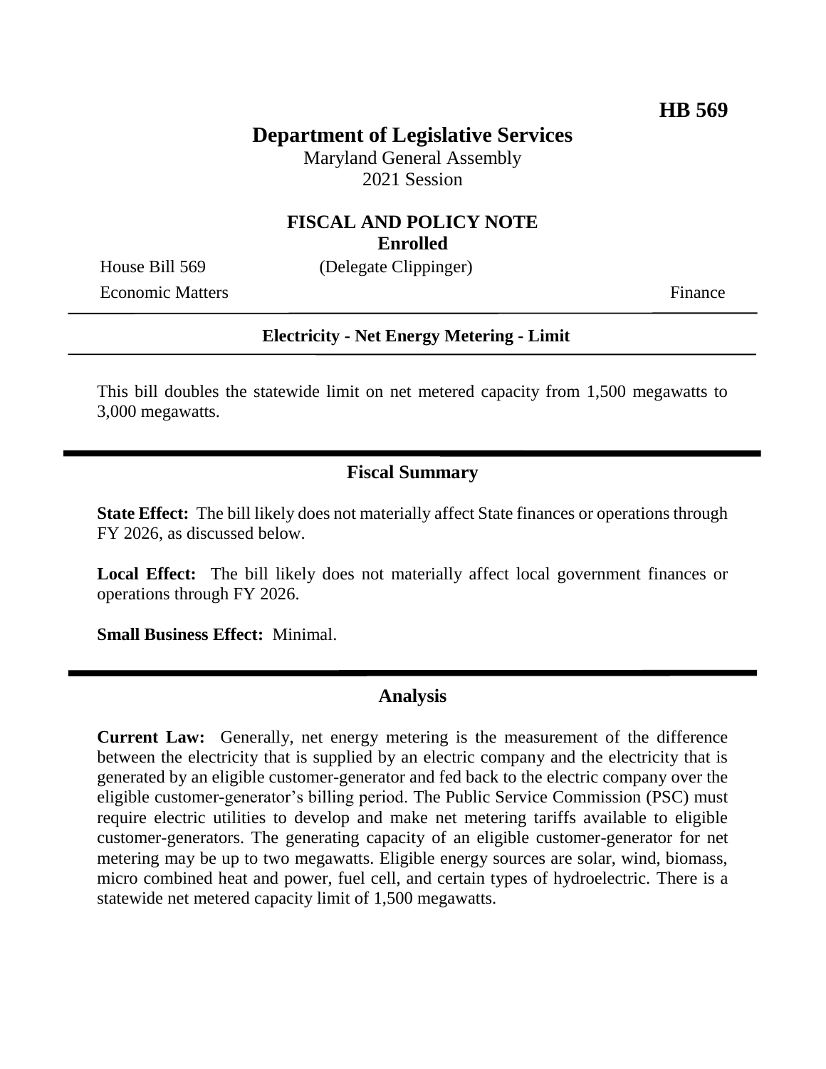**HB 569**

# Department of Legislative Services

Maryland General Assembly
2021 Session

## FISCAL AND POLICY NOTE
**Enrolled**

House Bill 569 (Delegate Clippinger)
Economic Matters Finance

**Electricity - Net Energy Metering - Limit**

This bill doubles the statewide limit on net metered capacity from 1,500 megawatts to 3,000 megawatts.

## Fiscal Summary

**State Effect:** The bill likely does not materially affect State finances or operations through FY 2026, as discussed below.

**Local Effect:** The bill likely does not materially affect local government finances or operations through FY 2026.

**Small Business Effect:** Minimal.

## Analysis

**Current Law:** Generally, net energy metering is the measurement of the difference between the electricity that is supplied by an electric company and the electricity that is generated by an eligible customer-generator and fed back to the electric company over the eligible customer-generator's billing period. The Public Service Commission (PSC) must require electric utilities to develop and make net metering tariffs available to eligible customer-generators. The generating capacity of an eligible customer-generator for net metering may be up to two megawatts. Eligible energy sources are solar, wind, biomass, micro combined heat and power, fuel cell, and certain types of hydroelectric. There is a statewide net metered capacity limit of 1,500 megawatts.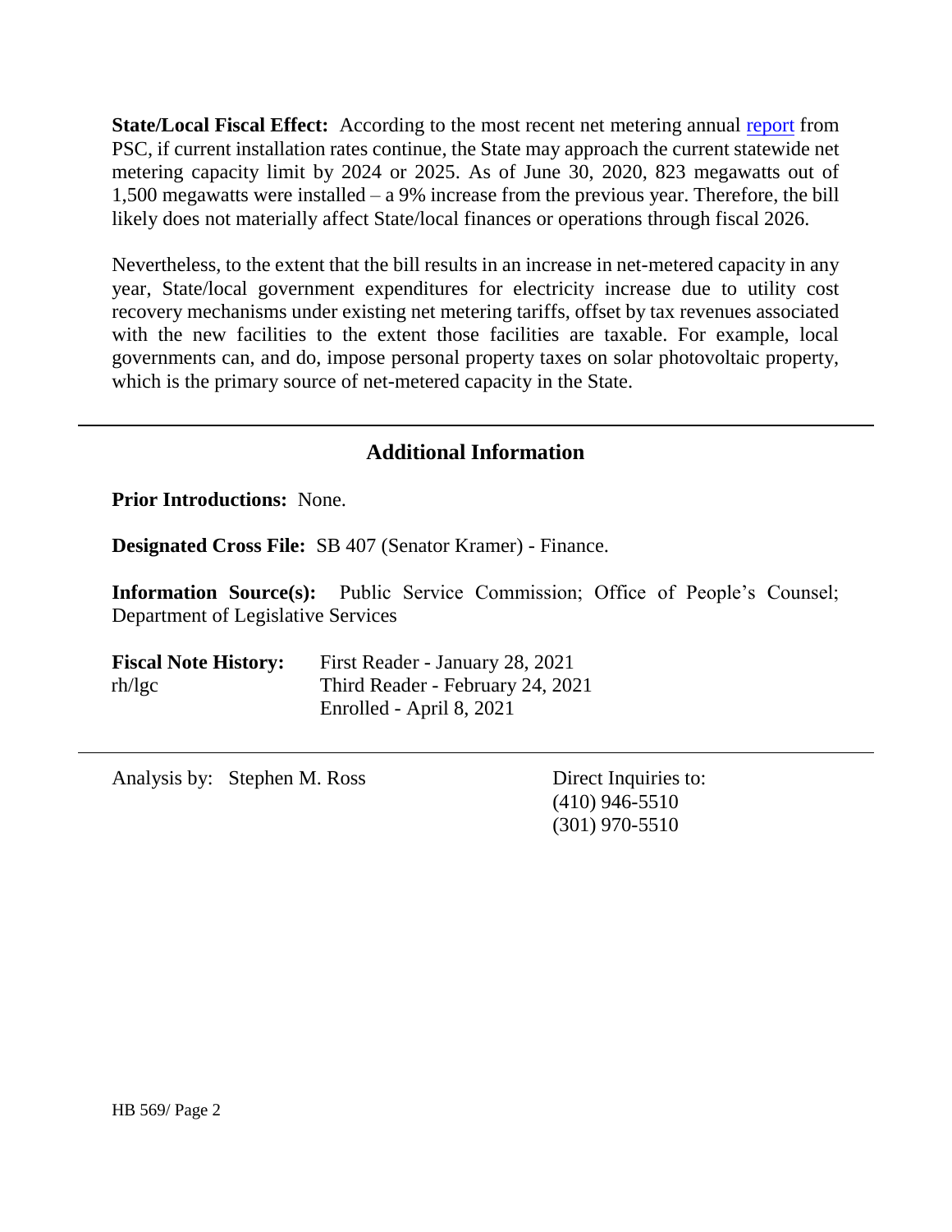**State/Local Fiscal Effect:** According to the most recent net metering annual report from PSC, if current installation rates continue, the State may approach the current statewide net metering capacity limit by 2024 or 2025. As of June 30, 2020, 823 megawatts out of 1,500 megawatts were installed – a 9% increase from the previous year. Therefore, the bill likely does not materially affect State/local finances or operations through fiscal 2026.

Nevertheless, to the extent that the bill results in an increase in net-metered capacity in any year, State/local government expenditures for electricity increase due to utility cost recovery mechanisms under existing net metering tariffs, offset by tax revenues associated with the new facilities to the extent those facilities are taxable. For example, local governments can, and do, impose personal property taxes on solar photovoltaic property, which is the primary source of net-metered capacity in the State.

## Additional Information

**Prior Introductions:** None.

**Designated Cross File:** SB 407 (Senator Kramer) - Finance.

**Information Source(s):** Public Service Commission; Office of People's Counsel; Department of Legislative Services

**Fiscal Note History:** First Reader - January 28, 2021
rh/lgc Third Reader - February 24, 2021
Enrolled - April 8, 2021

Analysis by: Stephen M. Ross

Direct Inquiries to:
(410) 946-5510
(301) 970-5510